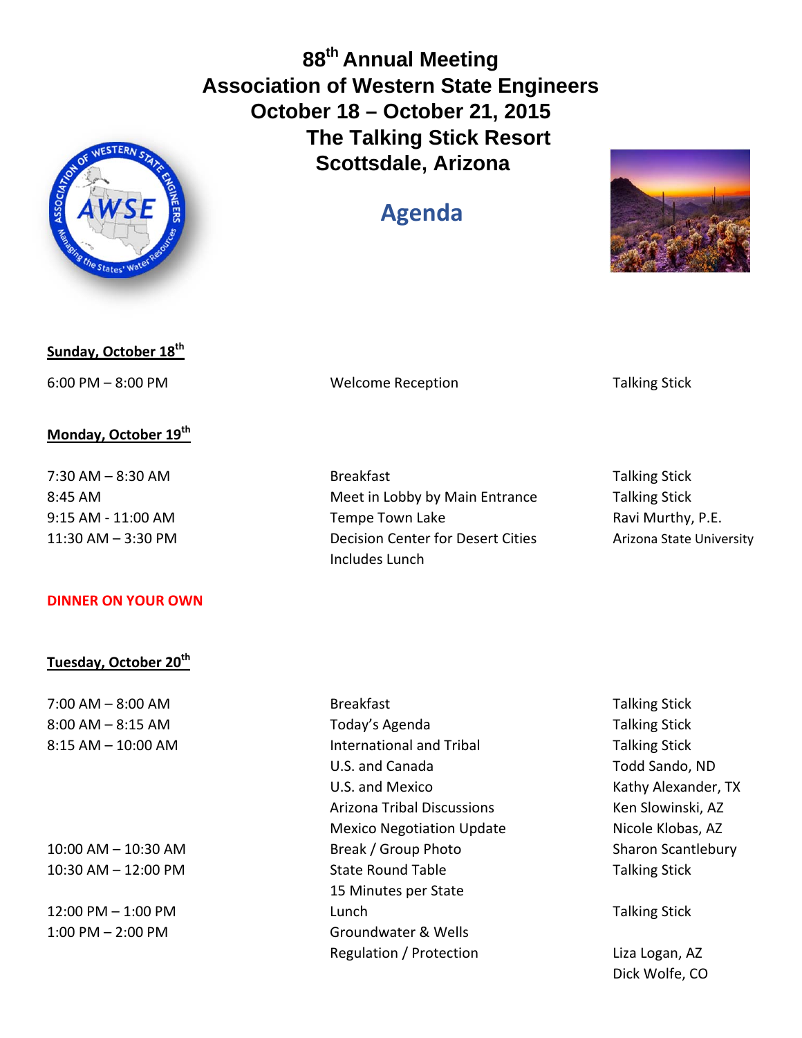# 88th Annual Meeting
# Association of Western State Engineers
## October 18 – October 21, 2015
## The Talking Stick Resort
## Scottsdale, Arizona

## Agenda

**Sunday, October 18th**

| | | |
|---|---|---|
| 6:00 PM – 8:00 PM | Welcome Reception | Talking Stick |

**Monday, October 19th**

| | | |
|---|---|---|
| 7:30 AM – 8:30 AM | Breakfast | Talking Stick |
| 8:45 AM | Meet in Lobby by Main Entrance | Talking Stick |
| 9:15 AM - 11:00 AM | Tempe Town Lake | Ravi Murthy, P.E. |
| 11:30 AM – 3:30 PM | Decision Center for Desert Cities | Arizona State University |
| | Includes Lunch | |

**DINNER ON YOUR OWN**

**Tuesday, October 20th**

| | | |
|---|---|---|
| 7:00 AM – 8:00 AM | Breakfast | Talking Stick |
| 8:00 AM – 8:15 AM | Today's Agenda | Talking Stick |
| 8:15 AM – 10:00 AM | International and Tribal | Talking Stick |
| | U.S. and Canada | Todd Sando, ND |
| | U.S. and Mexico | Kathy Alexander, TX |
| | Arizona Tribal Discussions | Ken Slowinski, AZ |
| | Mexico Negotiation Update | Nicole Klobas, AZ |
| 10:00 AM – 10:30 AM | Break / Group Photo | Sharon Scantlebury |
| 10:30 AM – 12:00 PM | State Round Table | Talking Stick |
| | 15 Minutes per State | |
| 12:00 PM – 1:00 PM | Lunch | Talking Stick |
| 1:00 PM – 2:00 PM | Groundwater & Wells | |
| | Regulation / Protection | Liza Logan, AZ |
| | | Dick Wolfe, CO |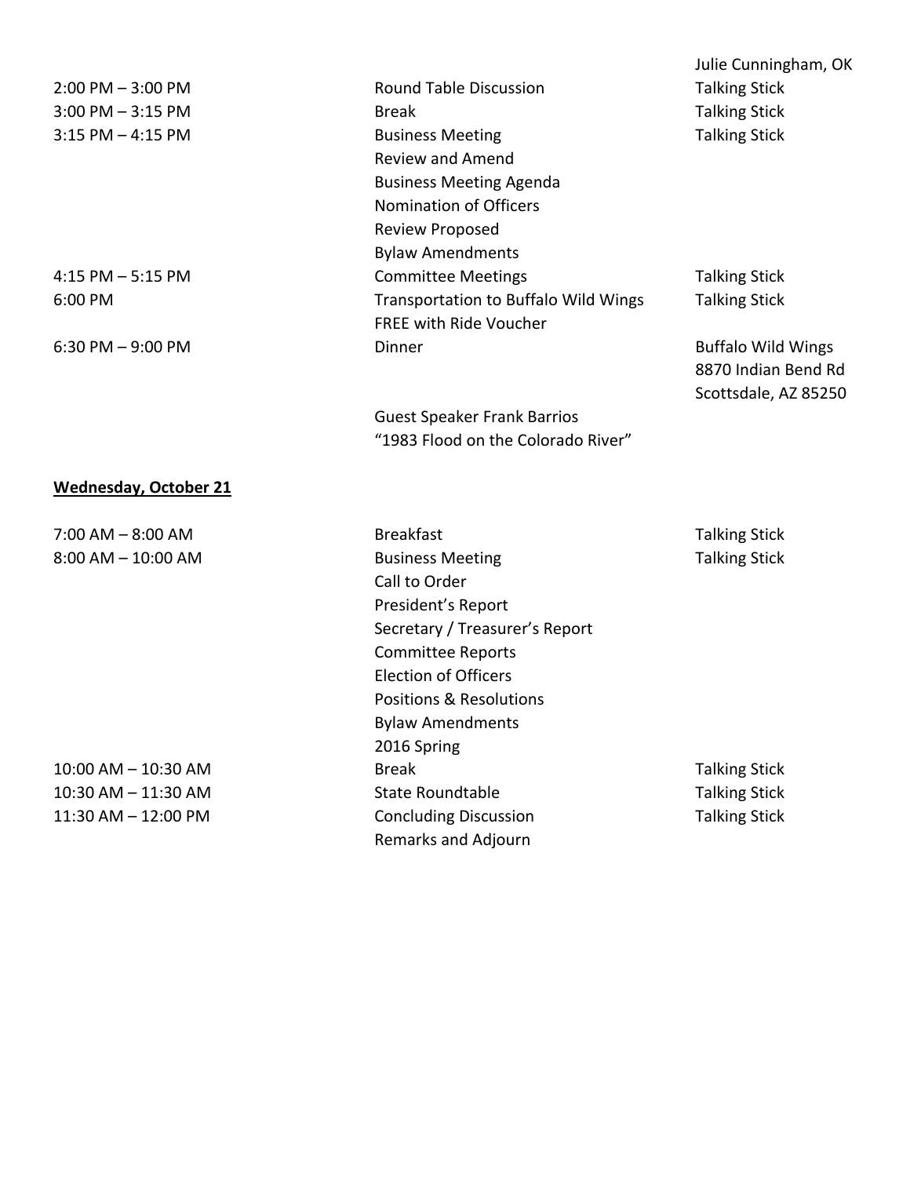| | | |
|---|---|---|
| | | Julie Cunningham, OK |
| 2:00 PM – 3:00 PM | Round Table Discussion | Talking Stick |
| 3:00 PM – 3:15 PM | Break | Talking Stick |
| 3:15 PM – 4:15 PM | Business Meeting<br>Review and Amend<br>Business Meeting Agenda<br>Nomination of Officers<br>Review Proposed<br>Bylaw Amendments | Talking Stick |
| 4:15 PM – 5:15 PM | Committee Meetings | Talking Stick |
| 6:00 PM | Transportation to Buffalo Wild Wings<br>FREE with Ride Voucher | Talking Stick |
| 6:30 PM – 9:00 PM | Dinner<br><br><br>Guest Speaker Frank Barrios<br>"1983 Flood on the Colorado River" | Buffalo Wild Wings<br>8870 Indian Bend Rd<br>Scottsdale, AZ 85250 |

**Wednesday, October 21**

| | | |
|---|---|---|
| 7:00 AM – 8:00 AM | Breakfast | Talking Stick |
| 8:00 AM – 10:00 AM | Business Meeting<br>Call to Order<br>President's Report<br>Secretary / Treasurer's Report<br>Committee Reports<br>Election of Officers<br>Positions & Resolutions<br>Bylaw Amendments<br>2016 Spring | Talking Stick |
| 10:00 AM – 10:30 AM | Break | Talking Stick |
| 10:30 AM – 11:30 AM | State Roundtable | Talking Stick |
| 11:30 AM – 12:00 PM | Concluding Discussion<br>Remarks and Adjourn | Talking Stick |